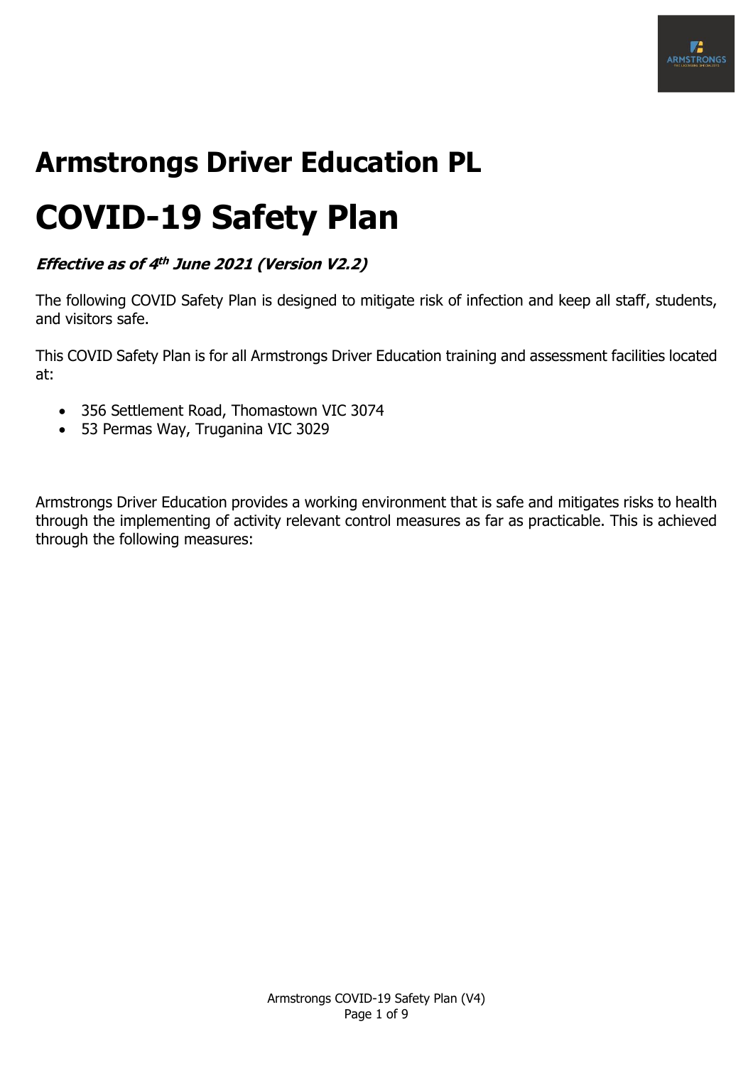# Armstrongs Driver Education PL

# COVID-19 Safety Plan

***Effective as of 4th June 2021 (Version V2.2)***

The following COVID Safety Plan is designed to mitigate risk of infection and keep all staff, students, and visitors safe.

This COVID Safety Plan is for all Armstrongs Driver Education training and assessment facilities located at:

- 356 Settlement Road, Thomastown VIC 3074
- 53 Permas Way, Truganina VIC 3029

Armstrongs Driver Education provides a working environment that is safe and mitigates risks to health through the implementing of activity relevant control measures as far as practicable. This is achieved through the following measures: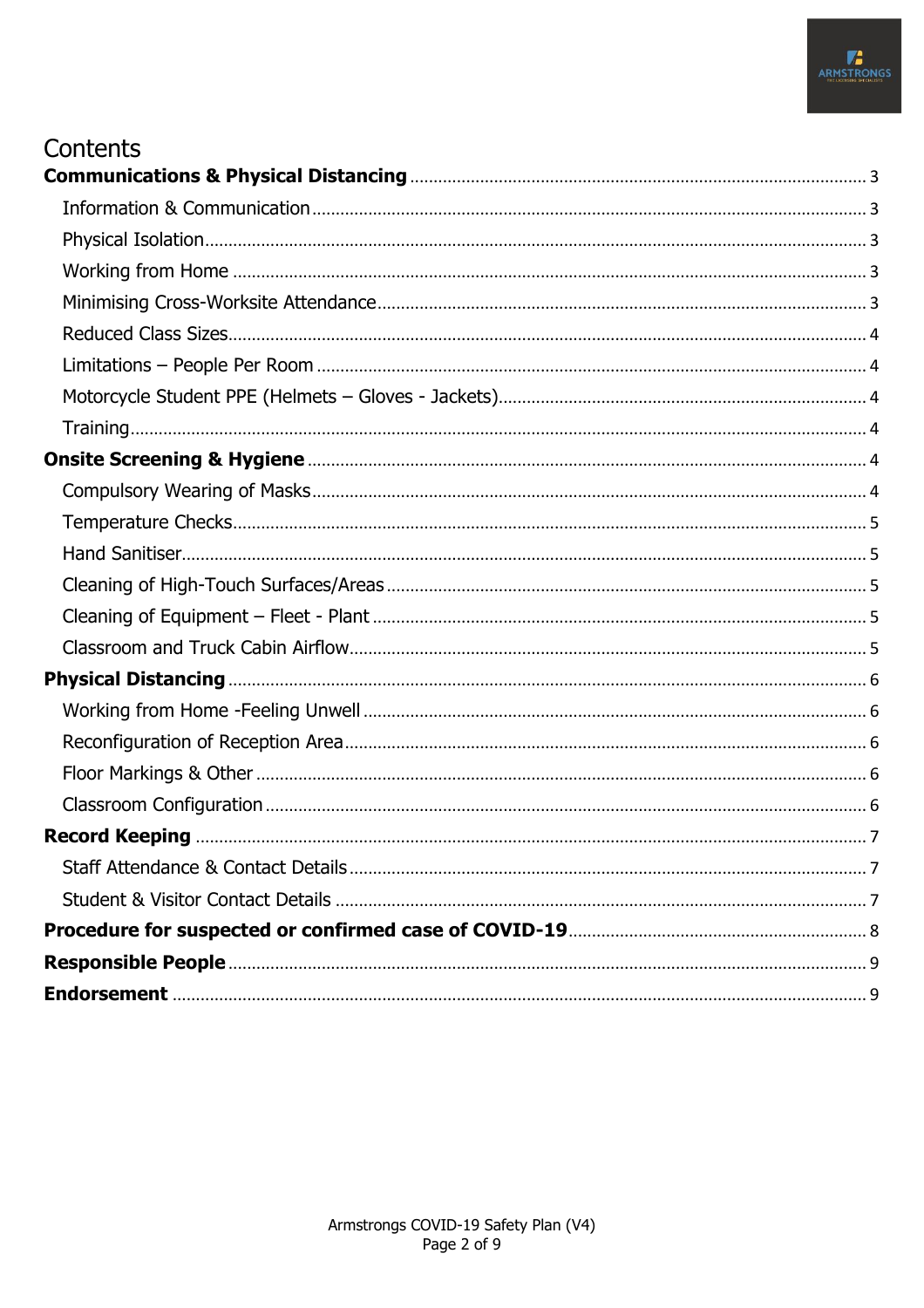# Contents

**Communications & Physical Distancing** .......... 3

- Information & Communication .......... 3
- Physical Isolation .......... 3
- Working from Home .......... 3
- Minimising Cross-Worksite Attendance .......... 3
- Reduced Class Sizes .......... 4
- Limitations – People Per Room .......... 4
- Motorcycle Student PPE (Helmets – Gloves - Jackets) .......... 4
- Training .......... 4

**Onsite Screening & Hygiene** .......... 4

- Compulsory Wearing of Masks .......... 4
- Temperature Checks .......... 5
- Hand Sanitiser .......... 5
- Cleaning of High-Touch Surfaces/Areas .......... 5
- Cleaning of Equipment – Fleet - Plant .......... 5
- Classroom and Truck Cabin Airflow .......... 5

**Physical Distancing** .......... 6

- Working from Home -Feeling Unwell .......... 6
- Reconfiguration of Reception Area .......... 6
- Floor Markings & Other .......... 6
- Classroom Configuration .......... 6

**Record Keeping** .......... 7

- Staff Attendance & Contact Details .......... 7
- Student & Visitor Contact Details .......... 7

**Procedure for suspected or confirmed case of COVID-19** .......... 8

**Responsible People** .......... 9

**Endorsement** .......... 9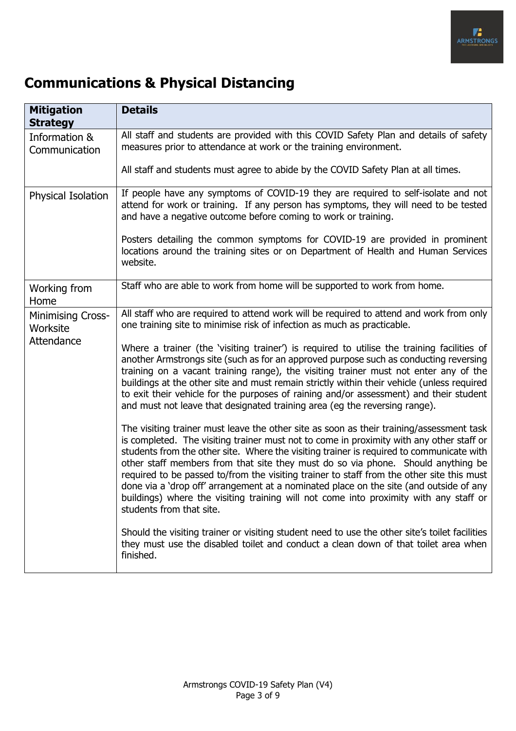## Communications & Physical Distancing

| Mitigation Strategy | Details |
|---|---|
| Information & Communication | All staff and students are provided with this COVID Safety Plan and details of safety measures prior to attendance at work or the training environment.<br><br>All staff and students must agree to abide by the COVID Safety Plan at all times. |
| Physical Isolation | If people have any symptoms of COVID-19 they are required to self-isolate and not attend for work or training. If any person has symptoms, they will need to be tested and have a negative outcome before coming to work or training.<br><br>Posters detailing the common symptoms for COVID-19 are provided in prominent locations around the training sites or on Department of Health and Human Services website. |
| Working from Home | Staff who are able to work from home will be supported to work from home. |
| Minimising Cross-Worksite Attendance | All staff who are required to attend work will be required to attend and work from only one training site to minimise risk of infection as much as practicable.<br><br>Where a trainer (the 'visiting trainer') is required to utilise the training facilities of another Armstrongs site (such as for an approved purpose such as conducting reversing training on a vacant training range), the visiting trainer must not enter any of the buildings at the other site and must remain strictly within their vehicle (unless required to exit their vehicle for the purposes of raining and/or assessment) and their student and must not leave that designated training area (eg the reversing range).<br><br>The visiting trainer must leave the other site as soon as their training/assessment task is completed. The visiting trainer must not to come in proximity with any other staff or students from the other site. Where the visiting trainer is required to communicate with other staff members from that site they must do so via phone. Should anything be required to be passed to/from the visiting trainer to staff from the other site this must done via a 'drop off' arrangement at a nominated place on the site (and outside of any buildings) where the visiting training will not come into proximity with any staff or students from that site.<br><br>Should the visiting trainer or visiting student need to use the other site's toilet facilities they must use the disabled toilet and conduct a clean down of that toilet area when finished. |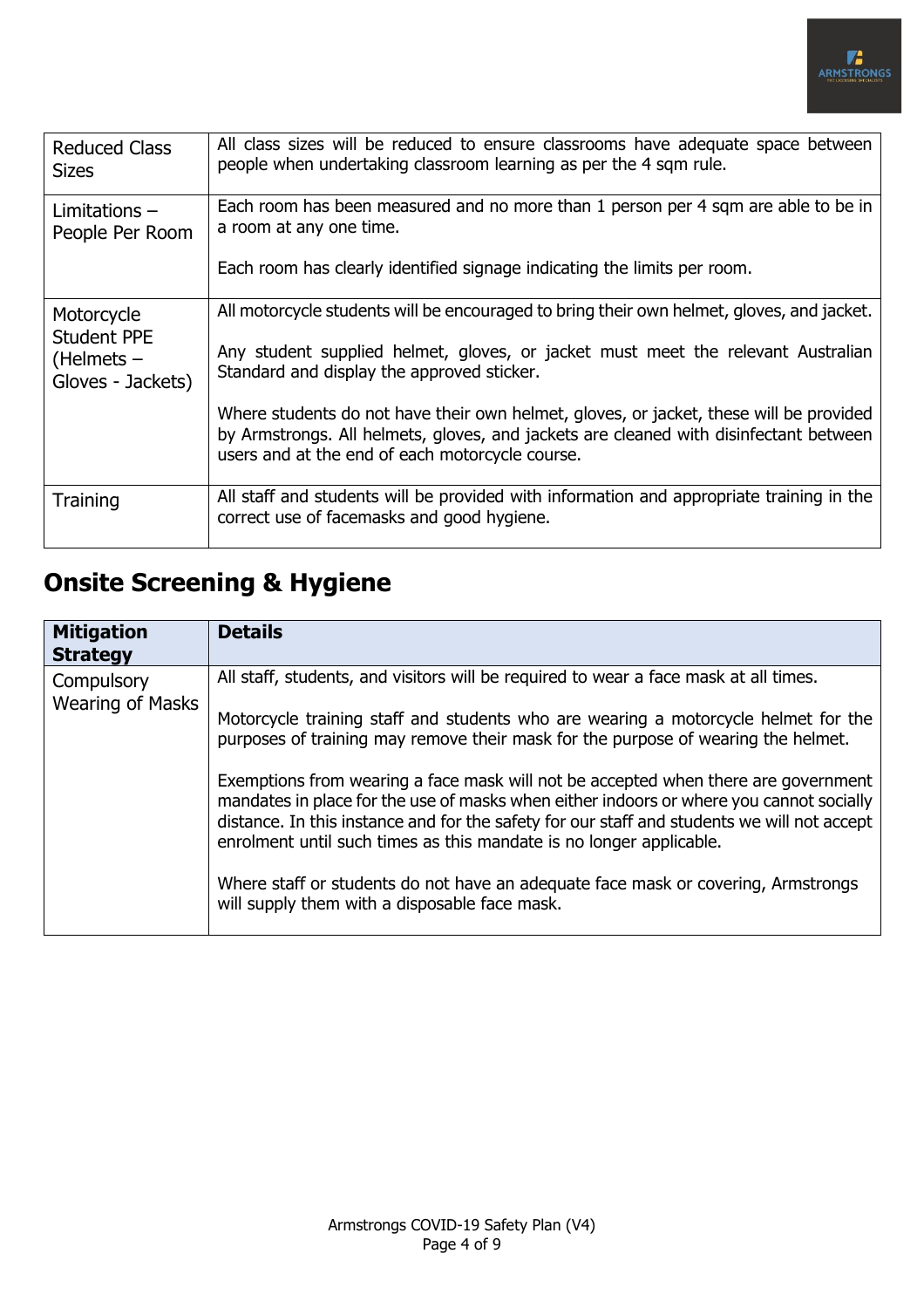| | |
|---|---|
| Reduced Class Sizes | All class sizes will be reduced to ensure classrooms have adequate space between people when undertaking classroom learning as per the 4 sqm rule. |
| Limitations – People Per Room | Each room has been measured and no more than 1 person per 4 sqm are able to be in a room at any one time.<br><br>Each room has clearly identified signage indicating the limits per room. |
| Motorcycle Student PPE (Helmets – Gloves - Jackets) | All motorcycle students will be encouraged to bring their own helmet, gloves, and jacket.<br><br>Any student supplied helmet, gloves, or jacket must meet the relevant Australian Standard and display the approved sticker.<br><br>Where students do not have their own helmet, gloves, or jacket, these will be provided by Armstrongs. All helmets, gloves, and jackets are cleaned with disinfectant between users and at the end of each motorcycle course. |
| Training | All staff and students will be provided with information and appropriate training in the correct use of facemasks and good hygiene. |

## Onsite Screening & Hygiene

| Mitigation Strategy | Details |
|---|---|
| Compulsory Wearing of Masks | All staff, students, and visitors will be required to wear a face mask at all times.<br><br>Motorcycle training staff and students who are wearing a motorcycle helmet for the purposes of training may remove their mask for the purpose of wearing the helmet.<br><br>Exemptions from wearing a face mask will not be accepted when there are government mandates in place for the use of masks when either indoors or where you cannot socially distance. In this instance and for the safety for our staff and students we will not accept enrolment until such times as this mandate is no longer applicable.<br><br>Where staff or students do not have an adequate face mask or covering, Armstrongs will supply them with a disposable face mask. |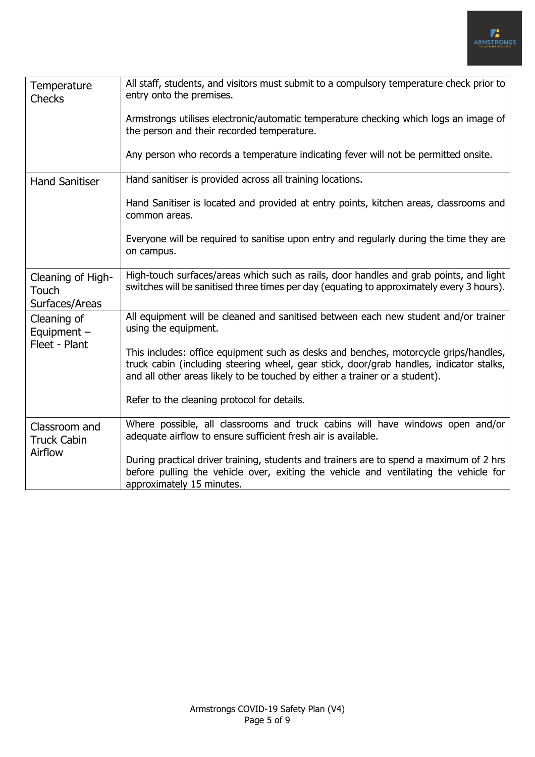| | |
|---|---|
| Temperature Checks | All staff, students, and visitors must submit to a compulsory temperature check prior to entry onto the premises.<br><br>Armstrongs utilises electronic/automatic temperature checking which logs an image of the person and their recorded temperature.<br><br>Any person who records a temperature indicating fever will not be permitted onsite. |
| Hand Sanitiser | Hand sanitiser is provided across all training locations.<br><br>Hand Sanitiser is located and provided at entry points, kitchen areas, classrooms and common areas.<br><br>Everyone will be required to sanitise upon entry and regularly during the time they are on campus. |
| Cleaning of High-Touch Surfaces/Areas | High-touch surfaces/areas which such as rails, door handles and grab points, and light switches will be sanitised three times per day (equating to approximately every 3 hours). |
| Cleaning of Equipment – Fleet - Plant | All equipment will be cleaned and sanitised between each new student and/or trainer using the equipment.<br><br>This includes: office equipment such as desks and benches, motorcycle grips/handles, truck cabin (including steering wheel, gear stick, door/grab handles, indicator stalks, and all other areas likely to be touched by either a trainer or a student).<br><br>Refer to the cleaning protocol for details. |
| Classroom and Truck Cabin Airflow | Where possible, all classrooms and truck cabins will have windows open and/or adequate airflow to ensure sufficient fresh air is available.<br><br>During practical driver training, students and trainers are to spend a maximum of 2 hrs before pulling the vehicle over, exiting the vehicle and ventilating the vehicle for approximately 15 minutes. |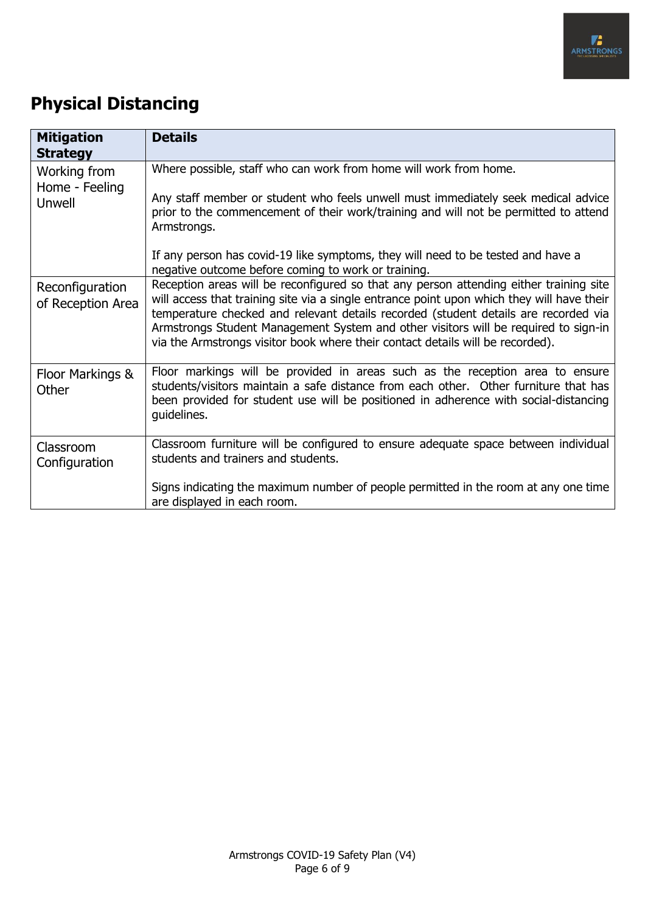## Physical Distancing

| Mitigation Strategy | Details |
|---|---|
| Working from Home - Feeling Unwell | Where possible, staff who can work from home will work from home.<br><br>Any staff member or student who feels unwell must immediately seek medical advice prior to the commencement of their work/training and will not be permitted to attend Armstrongs.<br><br>If any person has covid-19 like symptoms, they will need to be tested and have a negative outcome before coming to work or training. |
| Reconfiguration of Reception Area | Reception areas will be reconfigured so that any person attending either training site will access that training site via a single entrance point upon which they will have their temperature checked and relevant details recorded (student details are recorded via Armstrongs Student Management System and other visitors will be required to sign-in via the Armstrongs visitor book where their contact details will be recorded). |
| Floor Markings & Other | Floor markings will be provided in areas such as the reception area to ensure students/visitors maintain a safe distance from each other. Other furniture that has been provided for student use will be positioned in adherence with social-distancing guidelines. |
| Classroom Configuration | Classroom furniture will be configured to ensure adequate space between individual students and trainers and students.<br><br>Signs indicating the maximum number of people permitted in the room at any one time are displayed in each room. |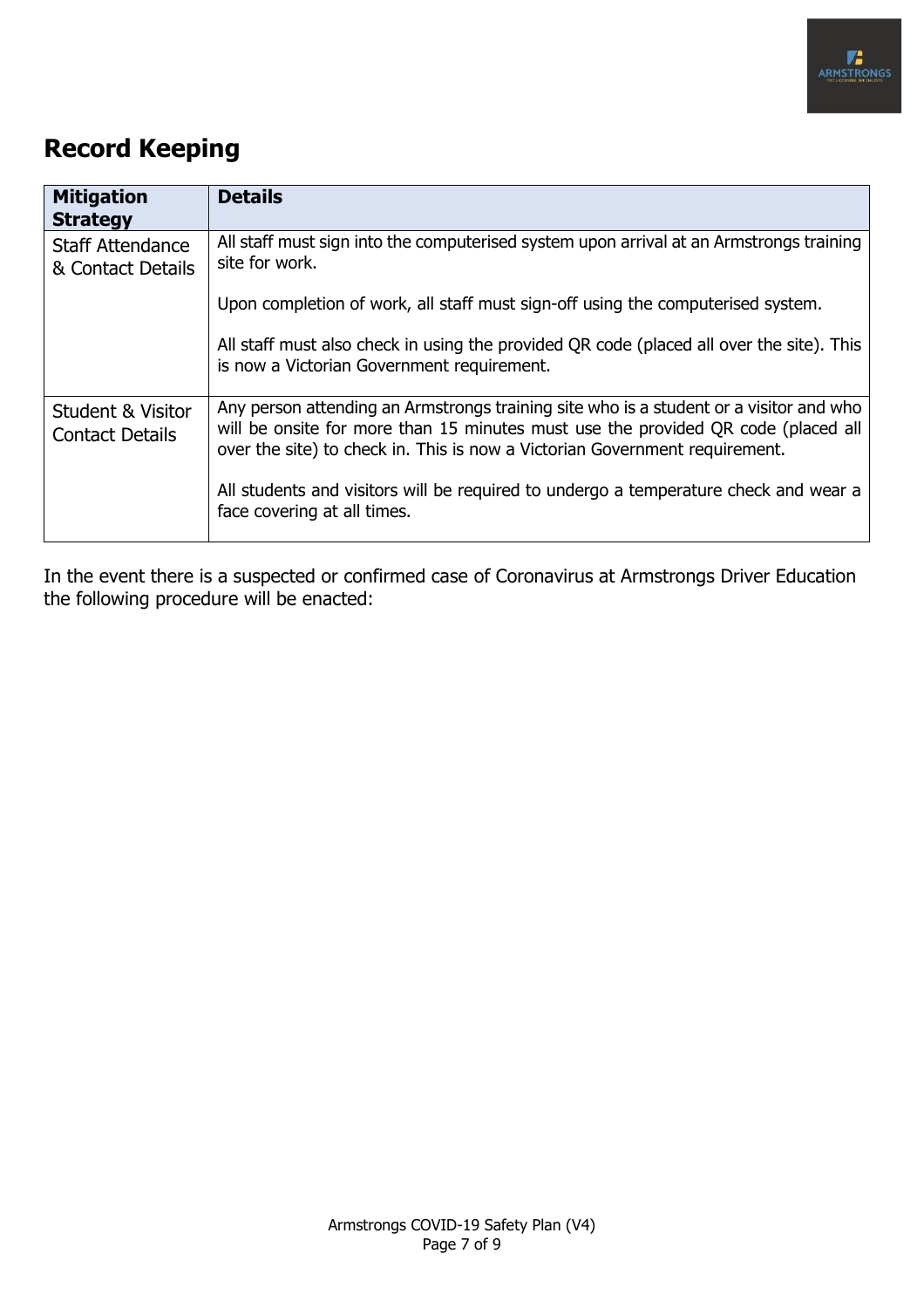## Record Keeping

| Mitigation Strategy | Details |
|---|---|
| Staff Attendance & Contact Details | All staff must sign into the computerised system upon arrival at an Armstrongs training site for work.<br><br>Upon completion of work, all staff must sign-off using the computerised system.<br><br>All staff must also check in using the provided QR code (placed all over the site). This is now a Victorian Government requirement. |
| Student & Visitor Contact Details | Any person attending an Armstrongs training site who is a student or a visitor and who will be onsite for more than 15 minutes must use the provided QR code (placed all over the site) to check in. This is now a Victorian Government requirement.<br><br>All students and visitors will be required to undergo a temperature check and wear a face covering at all times. |

In the event there is a suspected or confirmed case of Coronavirus at Armstrongs Driver Education the following procedure will be enacted: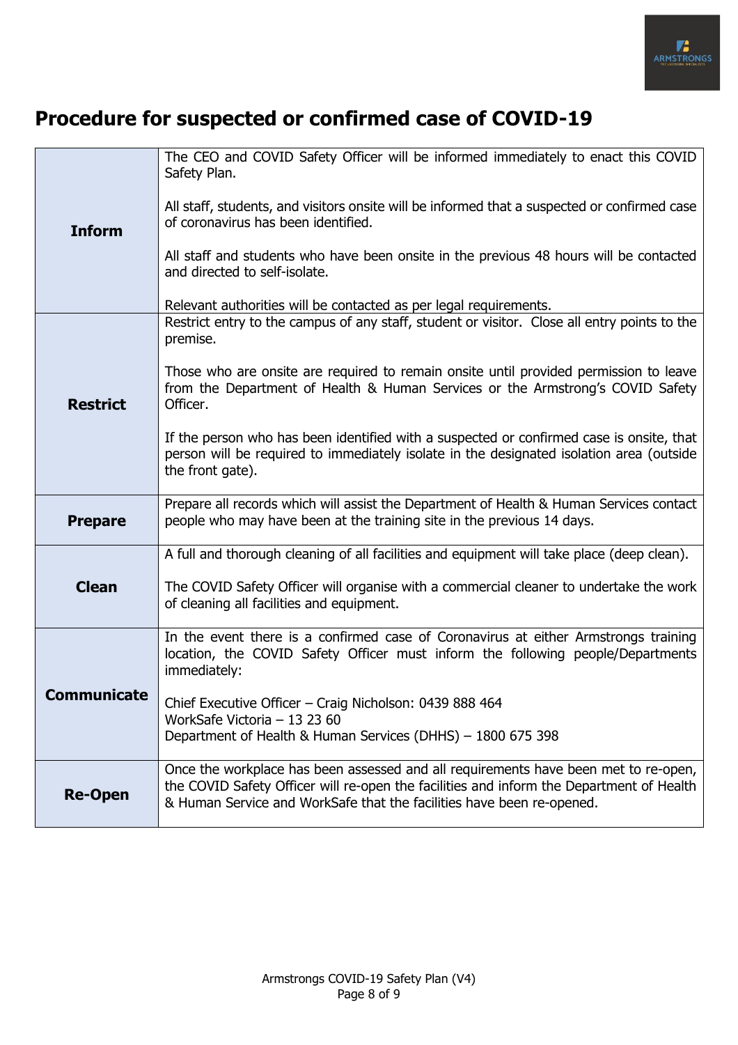## Procedure for suspected or confirmed case of COVID-19

| | |
|---|---|
| **Inform** | The CEO and COVID Safety Officer will be informed immediately to enact this COVID Safety Plan.<br><br>All staff, students, and visitors onsite will be informed that a suspected or confirmed case of coronavirus has been identified.<br><br>All staff and students who have been onsite in the previous 48 hours will be contacted and directed to self-isolate.<br><br>Relevant authorities will be contacted as per legal requirements. |
| **Restrict** | Restrict entry to the campus of any staff, student or visitor. Close all entry points to the premise.<br><br>Those who are onsite are required to remain onsite until provided permission to leave from the Department of Health & Human Services or the Armstrong's COVID Safety Officer.<br><br>If the person who has been identified with a suspected or confirmed case is onsite, that person will be required to immediately isolate in the designated isolation area (outside the front gate). |
| **Prepare** | Prepare all records which will assist the Department of Health & Human Services contact people who may have been at the training site in the previous 14 days. |
| **Clean** | A full and thorough cleaning of all facilities and equipment will take place (deep clean).<br><br>The COVID Safety Officer will organise with a commercial cleaner to undertake the work of cleaning all facilities and equipment. |
| **Communicate** | In the event there is a confirmed case of Coronavirus at either Armstrongs training location, the COVID Safety Officer must inform the following people/Departments immediately:<br><br>Chief Executive Officer – Craig Nicholson: 0439 888 464<br>WorkSafe Victoria – 13 23 60<br>Department of Health & Human Services (DHHS) – 1800 675 398 |
| **Re-Open** | Once the workplace has been assessed and all requirements have been met to re-open, the COVID Safety Officer will re-open the facilities and inform the Department of Health & Human Service and WorkSafe that the facilities have been re-opened. |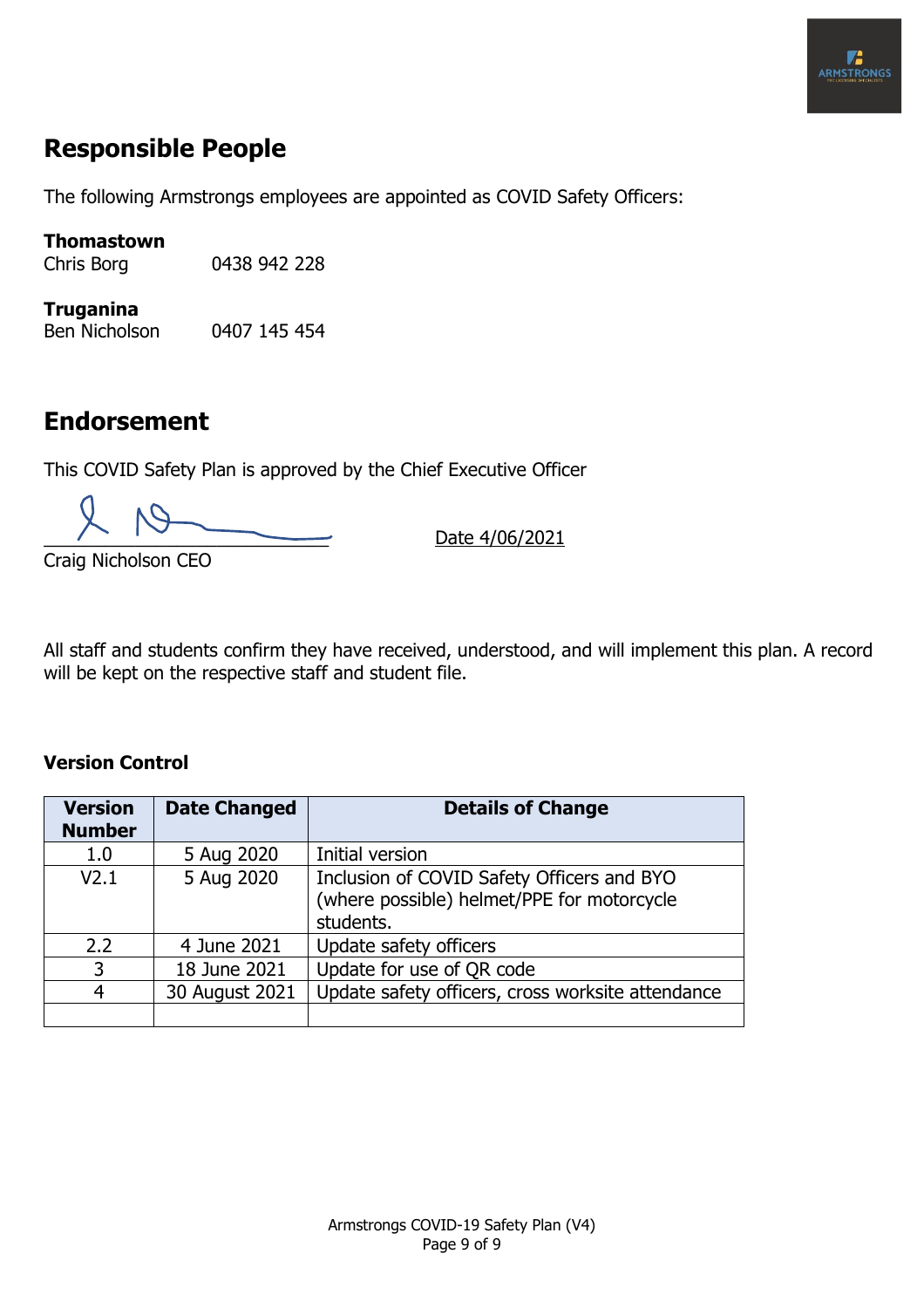## Responsible People

The following Armstrongs employees are appointed as COVID Safety Officers:

**Thomastown**
Chris Borg 0438 942 228

**Truganina**
Ben Nicholson 0407 145 454

## Endorsement

This COVID Safety Plan is approved by the Chief Executive Officer

Craig Nicholson CEO

Date 4/06/2021

All staff and students confirm they have received, understood, and will implement this plan. A record will be kept on the respective staff and student file.

**Version Control**

| Version Number | Date Changed | Details of Change |
|---|---|---|
| 1.0 | 5 Aug 2020 | Initial version |
| V2.1 | 5 Aug 2020 | Inclusion of COVID Safety Officers and BYO (where possible) helmet/PPE for motorcycle students. |
| 2.2 | 4 June 2021 | Update safety officers |
| 3 | 18 June 2021 | Update for use of QR code |
| 4 | 30 August 2021 | Update safety officers, cross worksite attendance |
| | | |